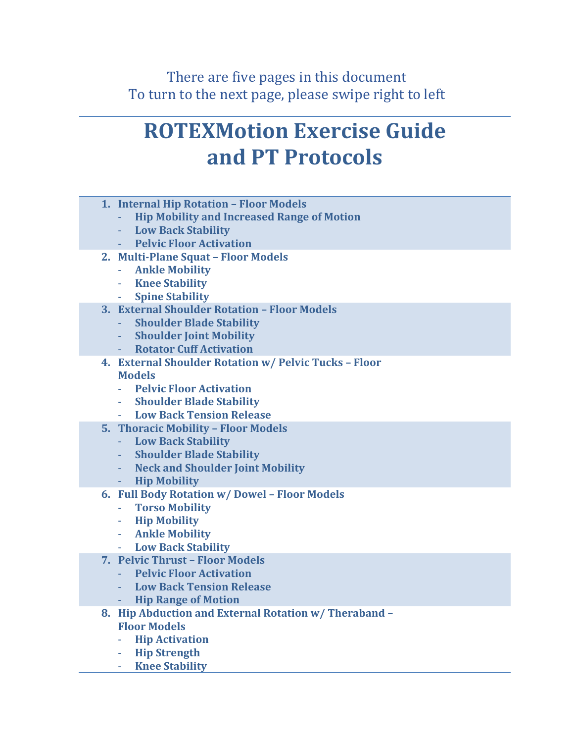There are five pages in this document
To turn to the next page, please swipe right to left

# ROTEXMotion Exercise Guide and PT Protocols

1. **Internal Hip Rotation – Floor Models**
   - **Hip Mobility and Increased Range of Motion**
   - **Low Back Stability**
   - **Pelvic Floor Activation**
2. **Multi-Plane Squat – Floor Models**
   - **Ankle Mobility**
   - **Knee Stability**
   - **Spine Stability**
3. **External Shoulder Rotation – Floor Models**
   - **Shoulder Blade Stability**
   - **Shoulder Joint Mobility**
   - **Rotator Cuff Activation**
4. **External Shoulder Rotation w/ Pelvic Tucks – Floor Models**
   - **Pelvic Floor Activation**
   - **Shoulder Blade Stability**
   - **Low Back Tension Release**
5. **Thoracic Mobility – Floor Models**
   - **Low Back Stability**
   - **Shoulder Blade Stability**
   - **Neck and Shoulder Joint Mobility**
   - **Hip Mobility**
6. **Full Body Rotation w/ Dowel – Floor Models**
   - **Torso Mobility**
   - **Hip Mobility**
   - **Ankle Mobility**
   - **Low Back Stability**
7. **Pelvic Thrust – Floor Models**
   - **Pelvic Floor Activation**
   - **Low Back Tension Release**
   - **Hip Range of Motion**
8. **Hip Abduction and External Rotation w/ Theraband – Floor Models**
   - **Hip Activation**
   - **Hip Strength**
   - **Knee Stability**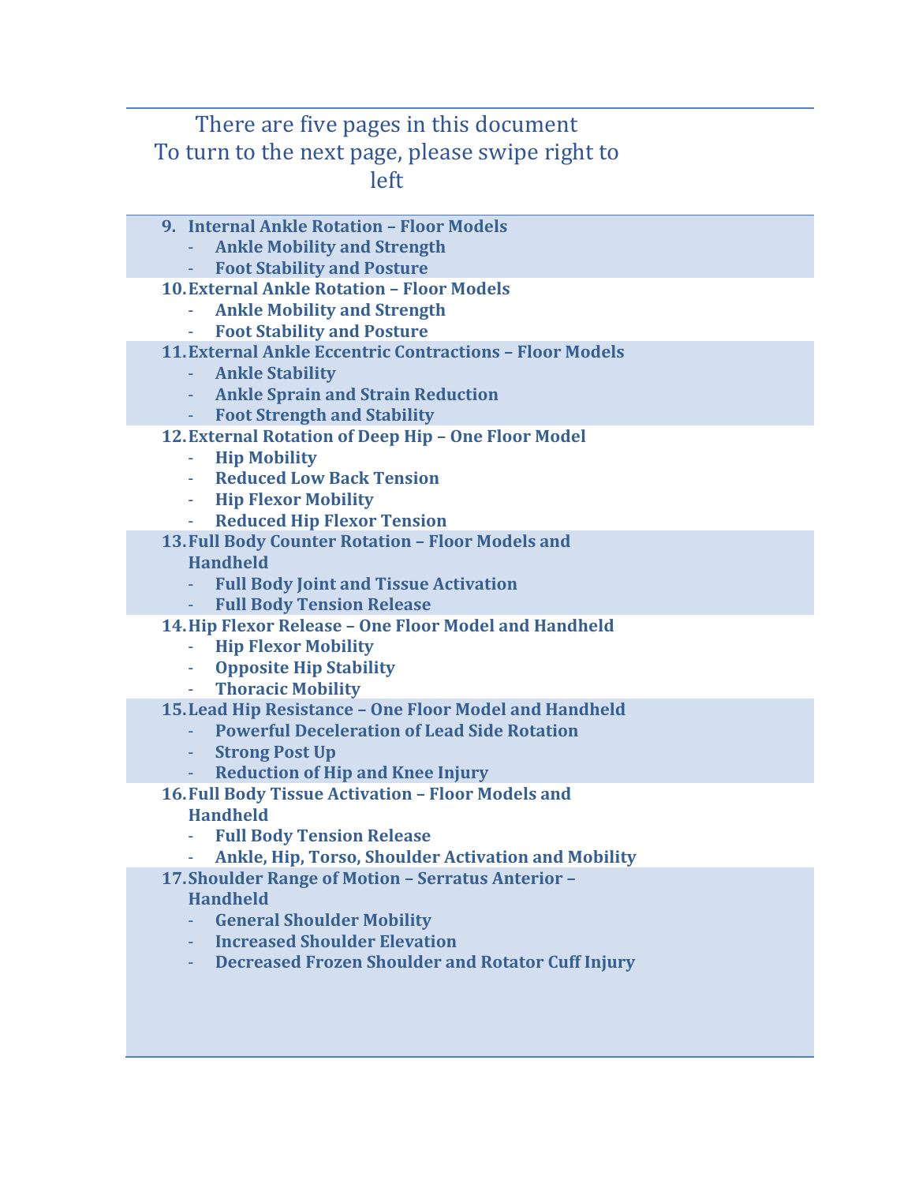There are five pages in this document
To turn to the next page, please swipe right to left

9. **Internal Ankle Rotation – Floor Models**
   - **Ankle Mobility and Strength**
   - **Foot Stability and Posture**
10. **External Ankle Rotation – Floor Models**
    - **Ankle Mobility and Strength**
    - **Foot Stability and Posture**
11. **External Ankle Eccentric Contractions – Floor Models**
    - **Ankle Stability**
    - **Ankle Sprain and Strain Reduction**
    - **Foot Strength and Stability**
12. **External Rotation of Deep Hip – One Floor Model**
    - **Hip Mobility**
    - **Reduced Low Back Tension**
    - **Hip Flexor Mobility**
    - **Reduced Hip Flexor Tension**
13. **Full Body Counter Rotation – Floor Models and Handheld**
    - **Full Body Joint and Tissue Activation**
    - **Full Body Tension Release**
14. **Hip Flexor Release – One Floor Model and Handheld**
    - **Hip Flexor Mobility**
    - **Opposite Hip Stability**
    - **Thoracic Mobility**
15. **Lead Hip Resistance – One Floor Model and Handheld**
    - **Powerful Deceleration of Lead Side Rotation**
    - **Strong Post Up**
    - **Reduction of Hip and Knee Injury**
16. **Full Body Tissue Activation – Floor Models and Handheld**
    - **Full Body Tension Release**
    - **Ankle, Hip, Torso, Shoulder Activation and Mobility**
17. **Shoulder Range of Motion – Serratus Anterior – Handheld**
    - **General Shoulder Mobility**
    - **Increased Shoulder Elevation**
    - **Decreased Frozen Shoulder and Rotator Cuff Injury**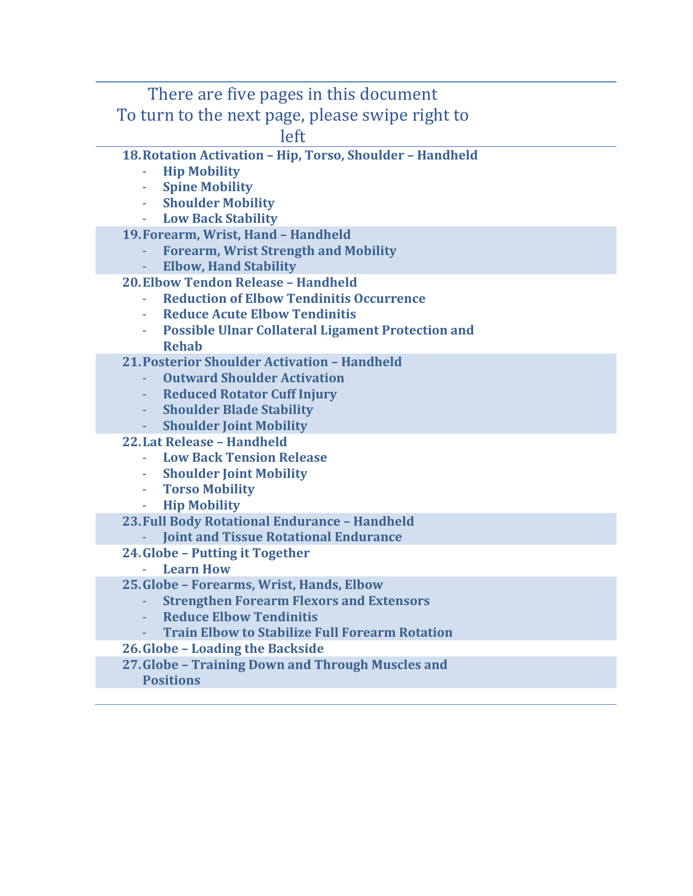There are five pages in this document
To turn to the next page, please swipe right to left

18. **Rotation Activation – Hip, Torso, Shoulder – Handheld**
    - **Hip Mobility**
    - **Spine Mobility**
    - **Shoulder Mobility**
    - **Low Back Stability**
19. **Forearm, Wrist, Hand – Handheld**
    - **Forearm, Wrist Strength and Mobility**
    - **Elbow, Hand Stability**
20. **Elbow Tendon Release – Handheld**
    - **Reduction of Elbow Tendinitis Occurrence**
    - **Reduce Acute Elbow Tendinitis**
    - **Possible Ulnar Collateral Ligament Protection and Rehab**
21. **Posterior Shoulder Activation – Handheld**
    - **Outward Shoulder Activation**
    - **Reduced Rotator Cuff Injury**
    - **Shoulder Blade Stability**
    - **Shoulder Joint Mobility**
22. **Lat Release – Handheld**
    - **Low Back Tension Release**
    - **Shoulder Joint Mobility**
    - **Torso Mobility**
    - **Hip Mobility**
23. **Full Body Rotational Endurance – Handheld**
    - **Joint and Tissue Rotational Endurance**
24. **Globe – Putting it Together**
    - **Learn How**
25. **Globe – Forearms, Wrist, Hands, Elbow**
    - **Strengthen Forearm Flexors and Extensors**
    - **Reduce Elbow Tendinitis**
    - **Train Elbow to Stabilize Full Forearm Rotation**
26. **Globe – Loading the Backside**
27. **Globe – Training Down and Through Muscles and Positions**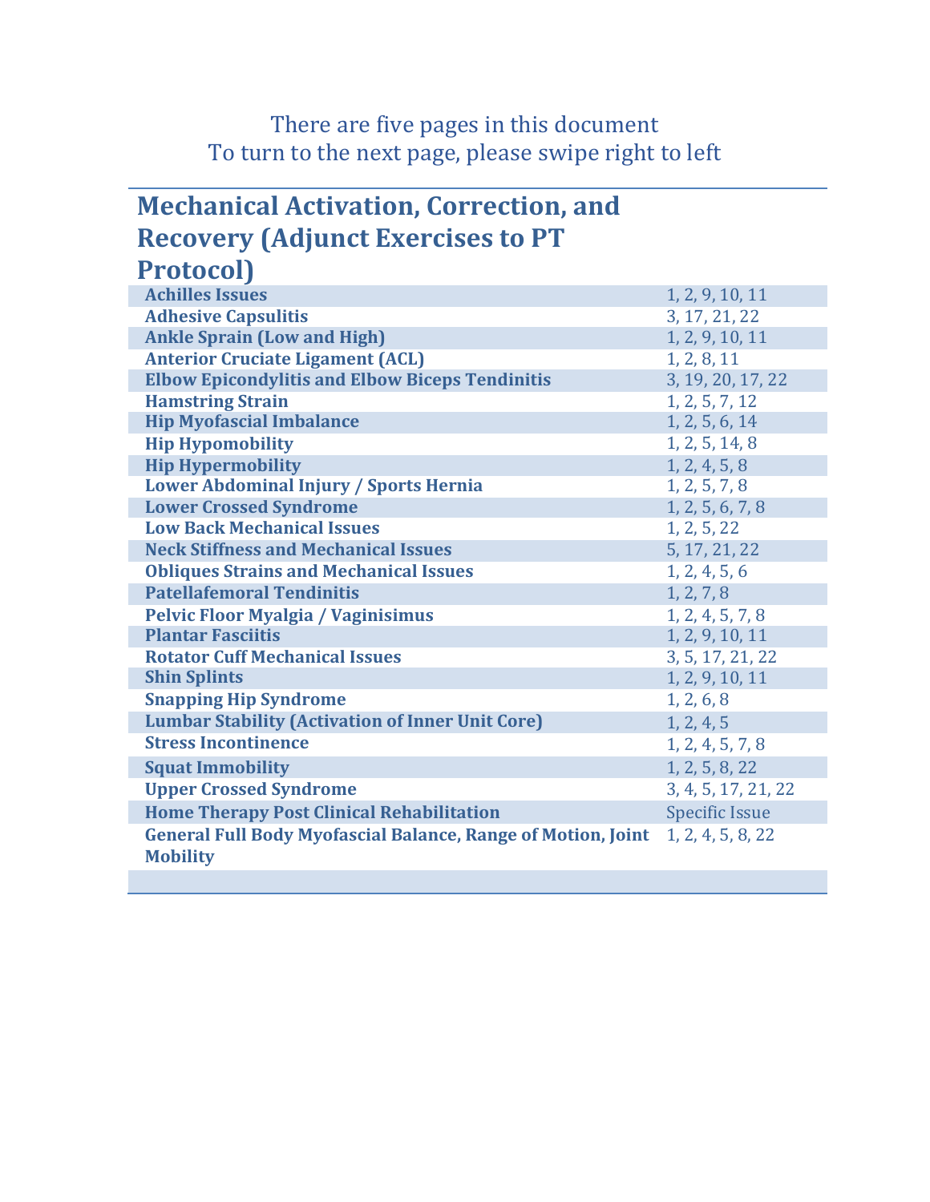There are five pages in this document
To turn to the next page, please swipe right to left

| Mechanical Activation, Correction, and Recovery (Adjunct Exercises to PT Protocol) | |
|---|---|
| **Achilles Issues** | 1, 2, 9, 10, 11 |
| **Adhesive Capsulitis** | 3, 17, 21, 22 |
| **Ankle Sprain (Low and High)** | 1, 2, 9, 10, 11 |
| **Anterior Cruciate Ligament (ACL)** | 1, 2, 8, 11 |
| **Elbow Epicondylitis and Elbow Biceps Tendinitis** | 3, 19, 20, 17, 22 |
| **Hamstring Strain** | 1, 2, 5, 7, 12 |
| **Hip Myofascial Imbalance** | 1, 2, 5, 6, 14 |
| **Hip Hypomobility** | 1, 2, 5, 14, 8 |
| **Hip Hypermobility** | 1, 2, 4, 5, 8 |
| **Lower Abdominal Injury / Sports Hernia** | 1, 2, 5, 7, 8 |
| **Lower Crossed Syndrome** | 1, 2, 5, 6, 7, 8 |
| **Low Back Mechanical Issues** | 1, 2, 5, 22 |
| **Neck Stiffness and Mechanical Issues** | 5, 17, 21, 22 |
| **Obliques Strains and Mechanical Issues** | 1, 2, 4, 5, 6 |
| **Patellafemoral Tendinitis** | 1, 2, 7, 8 |
| **Pelvic Floor Myalgia / Vaginisimus** | 1, 2, 4, 5, 7, 8 |
| **Plantar Fasciitis** | 1, 2, 9, 10, 11 |
| **Rotator Cuff Mechanical Issues** | 3, 5, 17, 21, 22 |
| **Shin Splints** | 1, 2, 9, 10, 11 |
| **Snapping Hip Syndrome** | 1, 2, 6, 8 |
| **Lumbar Stability (Activation of Inner Unit Core)** | 1, 2, 4, 5 |
| **Stress Incontinence** | 1, 2, 4, 5, 7, 8 |
| **Squat Immobility** | 1, 2, 5, 8, 22 |
| **Upper Crossed Syndrome** | 3, 4, 5, 17, 21, 22 |
| **Home Therapy Post Clinical Rehabilitation** | Specific Issue |
| **General Full Body Myofascial Balance, Range of Motion, Joint Mobility** | 1, 2, 4, 5, 8, 22 |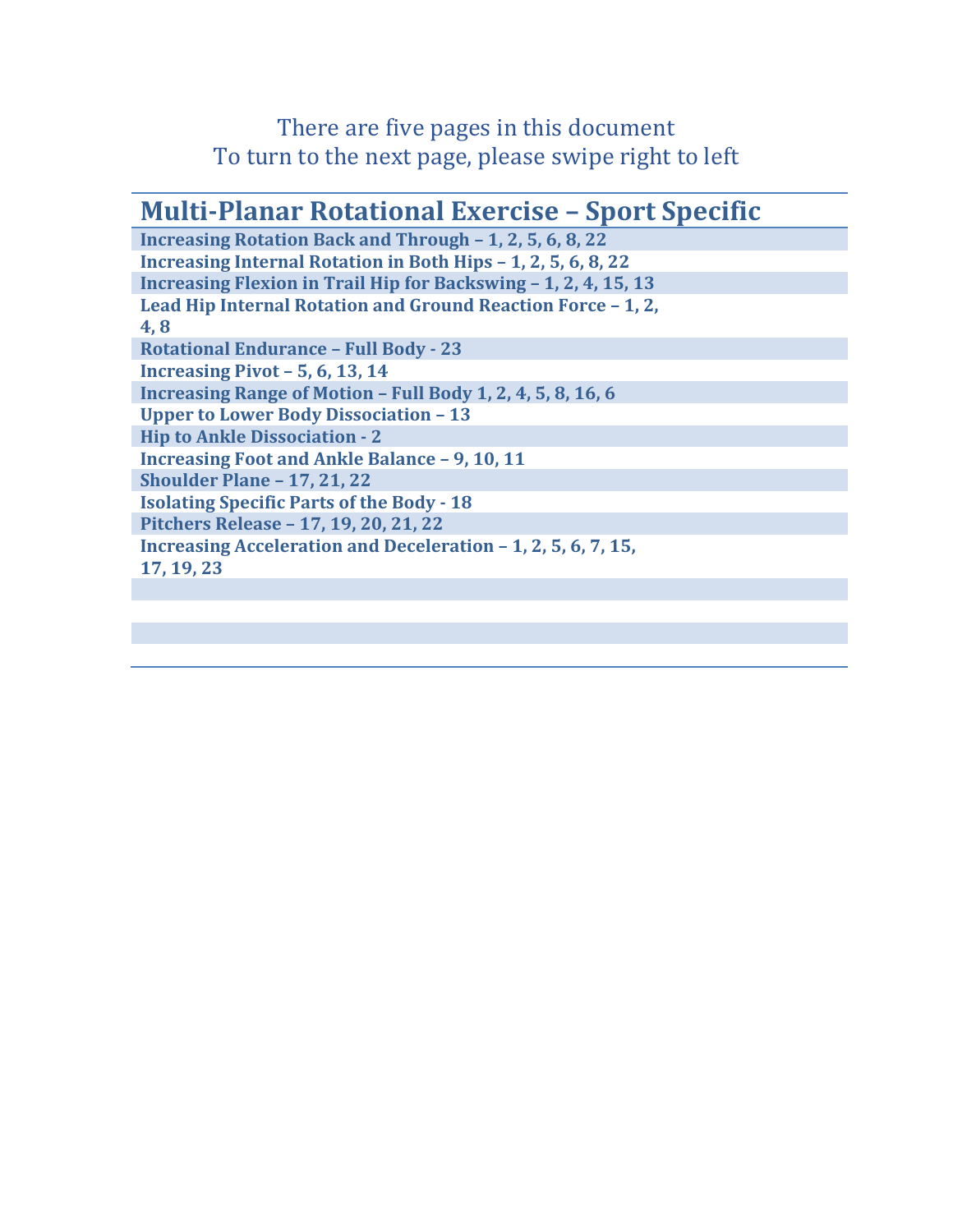There are five pages in this document
To turn to the next page, please swipe right to left

| Multi-Planar Rotational Exercise – Sport Specific |
| --- |
| **Increasing Rotation Back and Through – 1, 2, 5, 6, 8, 22** |
| **Increasing Internal Rotation in Both Hips – 1, 2, 5, 6, 8, 22** |
| **Increasing Flexion in Trail Hip for Backswing – 1, 2, 4, 15, 13** |
| **Lead Hip Internal Rotation and Ground Reaction Force – 1, 2, 4, 8** |
| **Rotational Endurance – Full Body - 23** |
| **Increasing Pivot – 5, 6, 13, 14** |
| **Increasing Range of Motion – Full Body 1, 2, 4, 5, 8, 16, 6** |
| **Upper to Lower Body Dissociation – 13** |
| **Hip to Ankle Dissociation - 2** |
| **Increasing Foot and Ankle Balance – 9, 10, 11** |
| **Shoulder Plane – 17, 21, 22** |
| **Isolating Specific Parts of the Body - 18** |
| **Pitchers Release – 17, 19, 20, 21, 22** |
| **Increasing Acceleration and Deceleration – 1, 2, 5, 6, 7, 15, 17, 19, 23** |